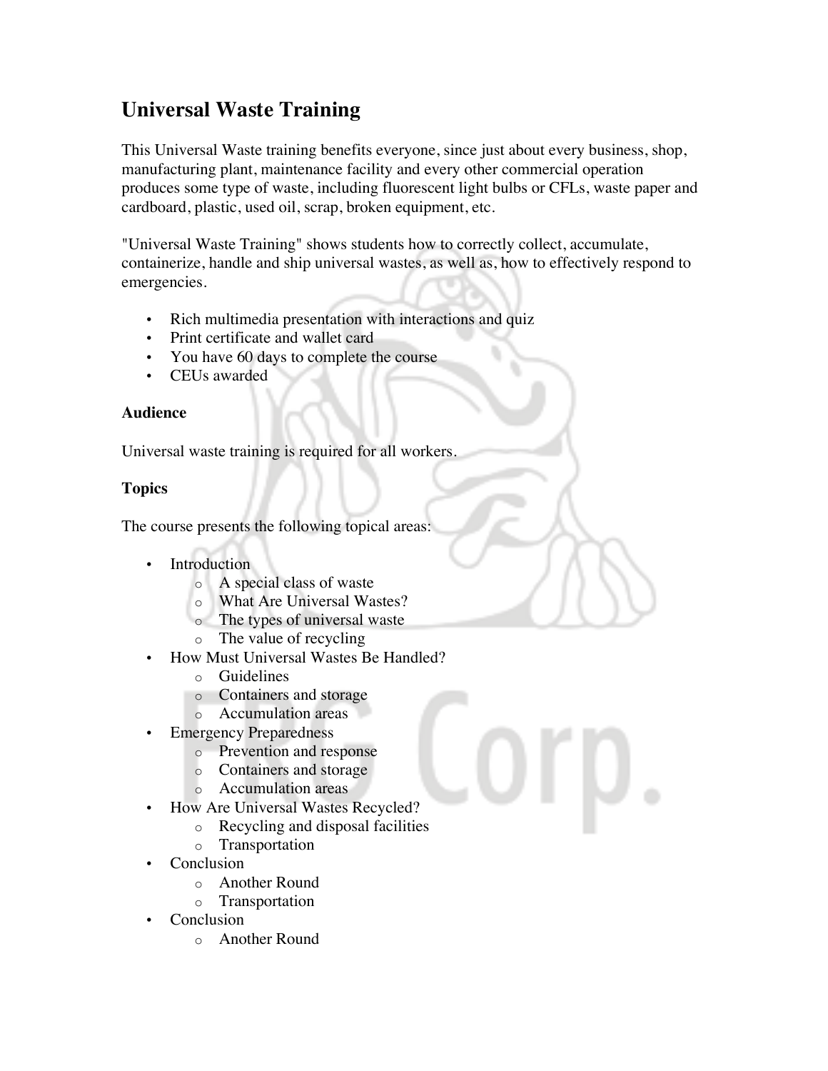# Universal Waste Training

This Universal Waste training benefits everyone, since just about every business, shop, manufacturing plant, maintenance facility and every other commercial operation produces some type of waste, including fluorescent light bulbs or CFLs, waste paper and cardboard, plastic, used oil, scrap, broken equipment, etc.

"Universal Waste Training" shows students how to correctly collect, accumulate, containerize, handle and ship universal wastes, as well as, how to effectively respond to emergencies.

- Rich multimedia presentation with interactions and quiz
- Print certificate and wallet card
- You have 60 days to complete the course
- CEUs awarded

### Audience

Universal waste training is required for all workers.

### Topics

The course presents the following topical areas:

- Introduction
  - A special class of waste
  - What Are Universal Wastes?
  - The types of universal waste
  - The value of recycling
- How Must Universal Wastes Be Handled?
  - Guidelines
  - Containers and storage
  - Accumulation areas
- Emergency Preparedness
  - Prevention and response
  - Containers and storage
  - Accumulation areas
- How Are Universal Wastes Recycled?
  - Recycling and disposal facilities
  - Transportation
- Conclusion
  - Another Round
  - Transportation
- Conclusion
  - Another Round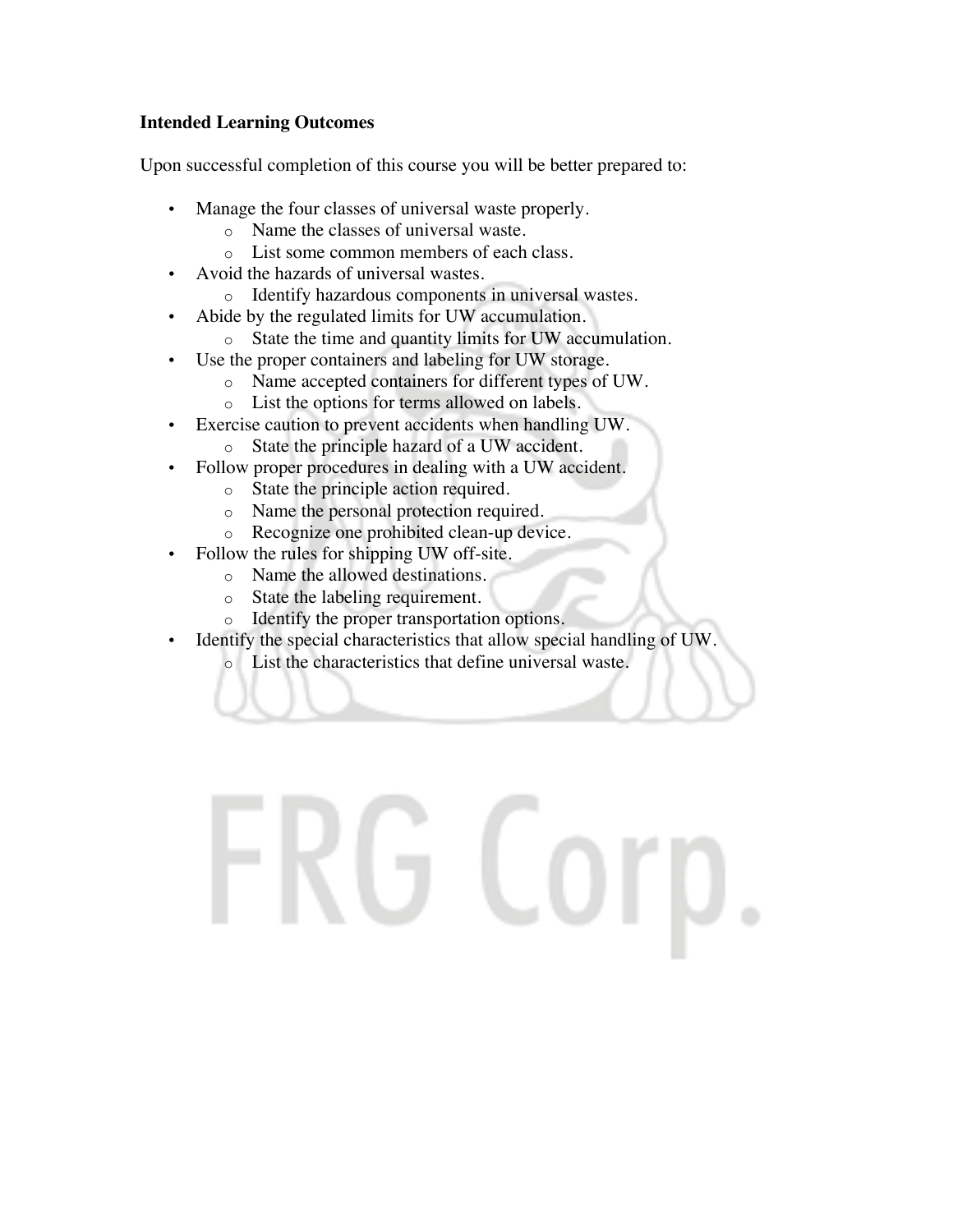**Intended Learning Outcomes**

Upon successful completion of this course you will be better prepared to:

- Manage the four classes of universal waste properly.
  - Name the classes of universal waste.
  - List some common members of each class.
- Avoid the hazards of universal wastes.
  - Identify hazardous components in universal wastes.
- Abide by the regulated limits for UW accumulation.
  - State the time and quantity limits for UW accumulation.
- Use the proper containers and labeling for UW storage.
  - Name accepted containers for different types of UW.
  - List the options for terms allowed on labels.
- Exercise caution to prevent accidents when handling UW.
  - State the principle hazard of a UW accident.
- Follow proper procedures in dealing with a UW accident.
  - State the principle action required.
  - Name the personal protection required.
  - Recognize one prohibited clean-up device.
- Follow the rules for shipping UW off-site.
  - Name the allowed destinations.
  - State the labeling requirement.
  - Identify the proper transportation options.
- Identify the special characteristics that allow special handling of UW.
  - List the characteristics that define universal waste.